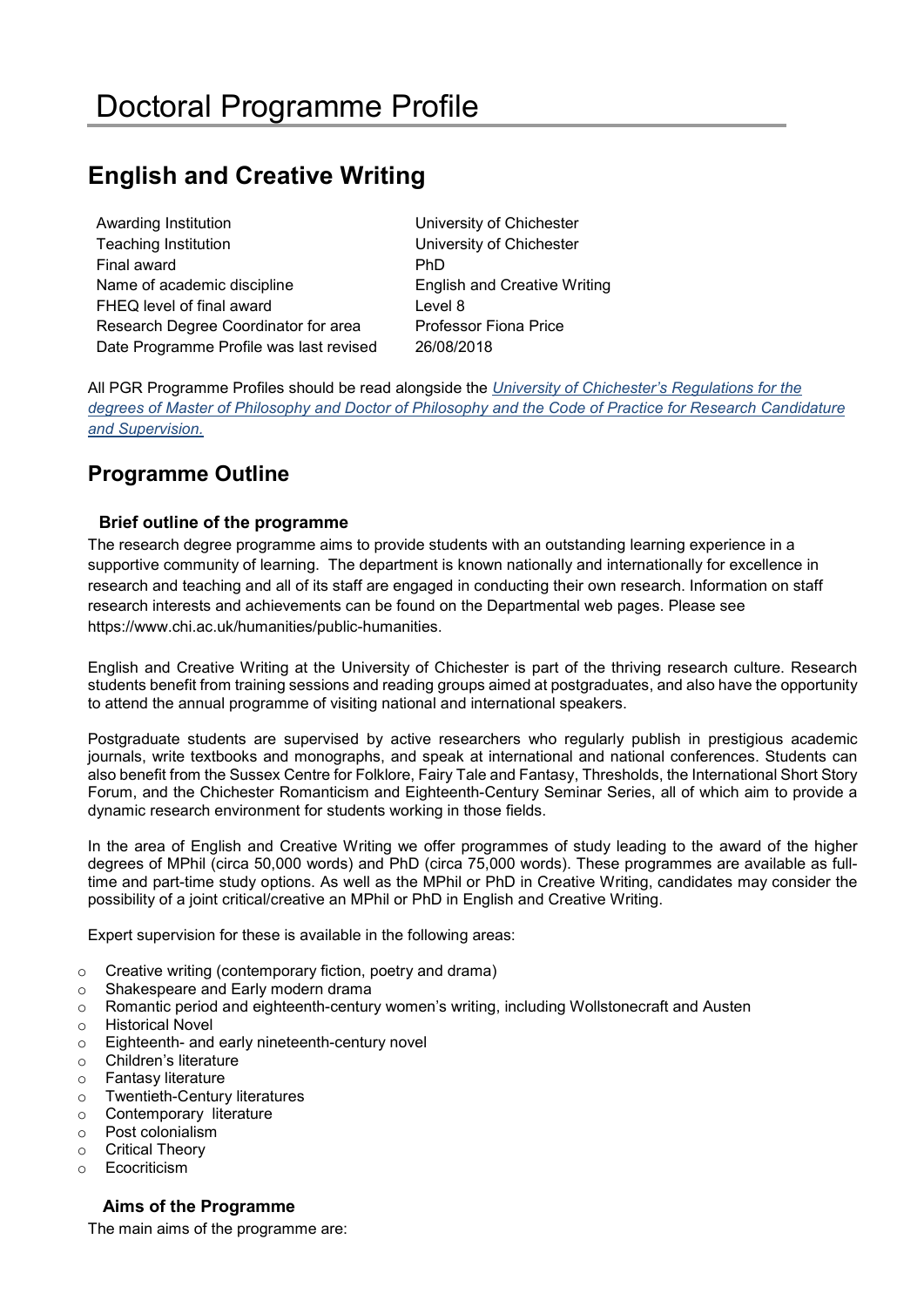# Doctoral Programme Profile

## English and Creative Writing

| | |
|---|---|
| Awarding Institution | University of Chichester |
| Teaching Institution | University of Chichester |
| Final award | PhD |
| Name of academic discipline | English and Creative Writing |
| FHEQ level of final award | Level 8 |
| Research Degree Coordinator for area | Professor Fiona Price |
| Date Programme Profile was last revised | 26/08/2018 |

All PGR Programme Profiles should be read alongside the *University of Chichester's Regulations for the degrees of Master of Philosophy and Doctor of Philosophy and the Code of Practice for Research Candidature and Supervision.*

## Programme Outline

### Brief outline of the programme

The research degree programme aims to provide students with an outstanding learning experience in a supportive community of learning. The department is known nationally and internationally for excellence in research and teaching and all of its staff are engaged in conducting their own research. Information on staff research interests and achievements can be found on the Departmental web pages. Please see https://www.chi.ac.uk/humanities/public-humanities.

English and Creative Writing at the University of Chichester is part of the thriving research culture. Research students benefit from training sessions and reading groups aimed at postgraduates, and also have the opportunity to attend the annual programme of visiting national and international speakers.

Postgraduate students are supervised by active researchers who regularly publish in prestigious academic journals, write textbooks and monographs, and speak at international and national conferences. Students can also benefit from the Sussex Centre for Folklore, Fairy Tale and Fantasy, Thresholds, the International Short Story Forum, and the Chichester Romanticism and Eighteenth-Century Seminar Series, all of which aim to provide a dynamic research environment for students working in those fields.

In the area of English and Creative Writing we offer programmes of study leading to the award of the higher degrees of MPhil (circa 50,000 words) and PhD (circa 75,000 words). These programmes are available as full-time and part-time study options. As well as the MPhil or PhD in Creative Writing, candidates may consider the possibility of a joint critical/creative an MPhil or PhD in English and Creative Writing.

Expert supervision for these is available in the following areas:

- Creative writing (contemporary fiction, poetry and drama)
- Shakespeare and Early modern drama
- Romantic period and eighteenth-century women's writing, including Wollstonecraft and Austen
- Historical Novel
- Eighteenth- and early nineteenth-century novel
- Children's literature
- Fantasy literature
- Twentieth-Century literatures
- Contemporary literature
- Post colonialism
- Critical Theory
- Ecocriticism

### Aims of the Programme

The main aims of the programme are: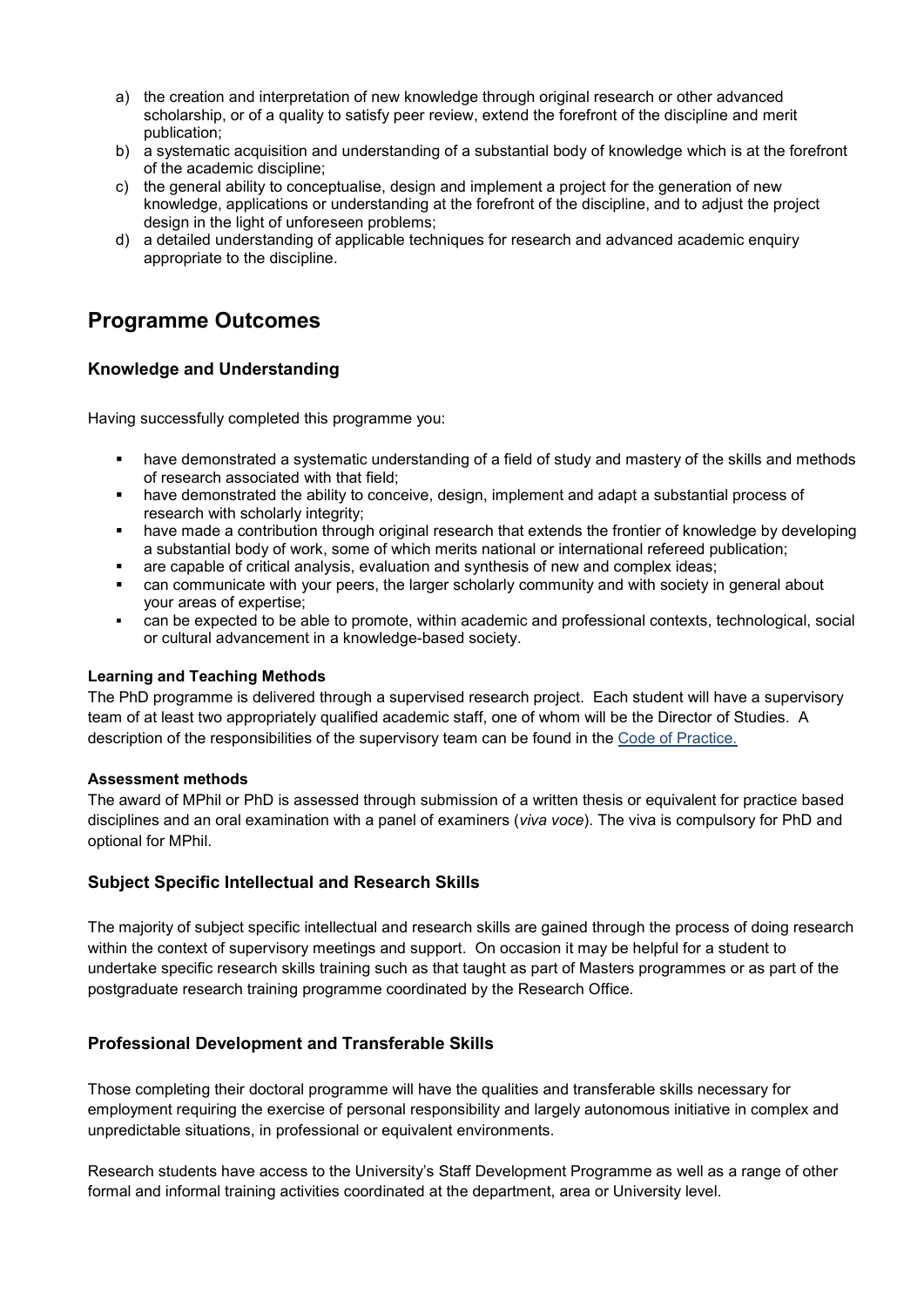a) the creation and interpretation of new knowledge through original research or other advanced scholarship, or of a quality to satisfy peer review, extend the forefront of the discipline and merit publication;
b) a systematic acquisition and understanding of a substantial body of knowledge which is at the forefront of the academic discipline;
c) the general ability to conceptualise, design and implement a project for the generation of new knowledge, applications or understanding at the forefront of the discipline, and to adjust the project design in the light of unforeseen problems;
d) a detailed understanding of applicable techniques for research and advanced academic enquiry appropriate to the discipline.

## Programme Outcomes

### Knowledge and Understanding

Having successfully completed this programme you:

- have demonstrated a systematic understanding of a field of study and mastery of the skills and methods of research associated with that field;
- have demonstrated the ability to conceive, design, implement and adapt a substantial process of research with scholarly integrity;
- have made a contribution through original research that extends the frontier of knowledge by developing a substantial body of work, some of which merits national or international refereed publication;
- are capable of critical analysis, evaluation and synthesis of new and complex ideas;
- can communicate with your peers, the larger scholarly community and with society in general about your areas of expertise;
- can be expected to be able to promote, within academic and professional contexts, technological, social or cultural advancement in a knowledge-based society.

**Learning and Teaching Methods**

The PhD programme is delivered through a supervised research project. Each student will have a supervisory team of at least two appropriately qualified academic staff, one of whom will be the Director of Studies. A description of the responsibilities of the supervisory team can be found in the Code of Practice.

**Assessment methods**

The award of MPhil or PhD is assessed through submission of a written thesis or equivalent for practice based disciplines and an oral examination with a panel of examiners (*viva voce*). The viva is compulsory for PhD and optional for MPhil.

### Subject Specific Intellectual and Research Skills

The majority of subject specific intellectual and research skills are gained through the process of doing research within the context of supervisory meetings and support. On occasion it may be helpful for a student to undertake specific research skills training such as that taught as part of Masters programmes or as part of the postgraduate research training programme coordinated by the Research Office.

### Professional Development and Transferable Skills

Those completing their doctoral programme will have the qualities and transferable skills necessary for employment requiring the exercise of personal responsibility and largely autonomous initiative in complex and unpredictable situations, in professional or equivalent environments.

Research students have access to the University's Staff Development Programme as well as a range of other formal and informal training activities coordinated at the department, area or University level.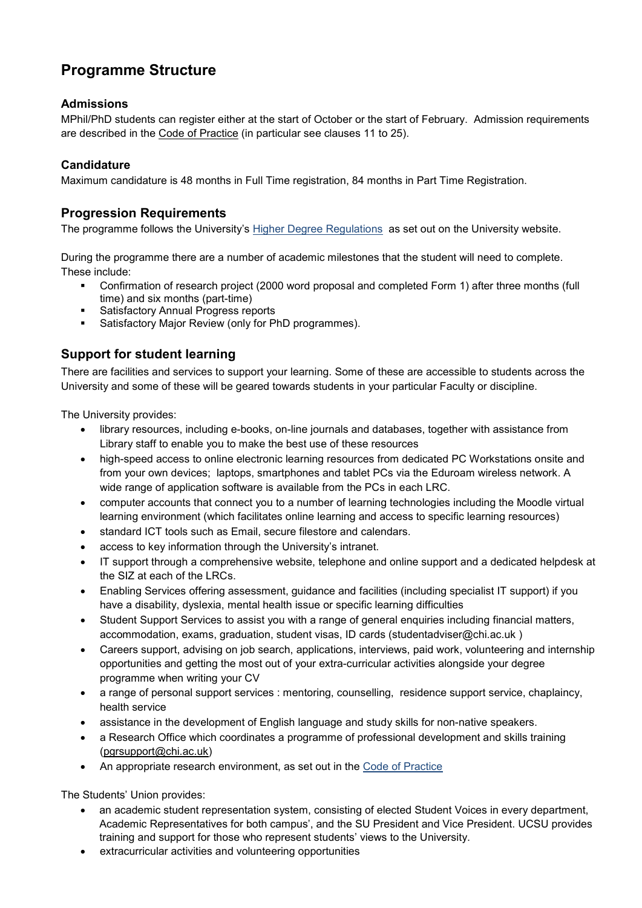## Programme Structure

### Admissions

MPhil/PhD students can register either at the start of October or the start of February. Admission requirements are described in the Code of Practice (in particular see clauses 11 to 25).

### Candidature

Maximum candidature is 48 months in Full Time registration, 84 months in Part Time Registration.

## Progression Requirements

The programme follows the University's Higher Degree Regulations as set out on the University website.

During the programme there are a number of academic milestones that the student will need to complete. These include:

- Confirmation of research project (2000 word proposal and completed Form 1) after three months (full time) and six months (part-time)
- Satisfactory Annual Progress reports
- Satisfactory Major Review (only for PhD programmes).

## Support for student learning

There are facilities and services to support your learning. Some of these are accessible to students across the University and some of these will be geared towards students in your particular Faculty or discipline.

The University provides:

- library resources, including e-books, on-line journals and databases, together with assistance from Library staff to enable you to make the best use of these resources
- high-speed access to online electronic learning resources from dedicated PC Workstations onsite and from your own devices; laptops, smartphones and tablet PCs via the Eduroam wireless network. A wide range of application software is available from the PCs in each LRC.
- computer accounts that connect you to a number of learning technologies including the Moodle virtual learning environment (which facilitates online learning and access to specific learning resources)
- standard ICT tools such as Email, secure filestore and calendars.
- access to key information through the University's intranet.
- IT support through a comprehensive website, telephone and online support and a dedicated helpdesk at the SIZ at each of the LRCs.
- Enabling Services offering assessment, guidance and facilities (including specialist IT support) if you have a disability, dyslexia, mental health issue or specific learning difficulties
- Student Support Services to assist you with a range of general enquiries including financial matters, accommodation, exams, graduation, student visas, ID cards (studentadviser@chi.ac.uk )
- Careers support, advising on job search, applications, interviews, paid work, volunteering and internship opportunities and getting the most out of your extra-curricular activities alongside your degree programme when writing your CV
- a range of personal support services : mentoring, counselling, residence support service, chaplaincy, health service
- assistance in the development of English language and study skills for non-native speakers.
- a Research Office which coordinates a programme of professional development and skills training (pgrsupport@chi.ac.uk)
- An appropriate research environment, as set out in the Code of Practice

The Students' Union provides:

- an academic student representation system, consisting of elected Student Voices in every department, Academic Representatives for both campus', and the SU President and Vice President. UCSU provides training and support for those who represent students' views to the University.
- extracurricular activities and volunteering opportunities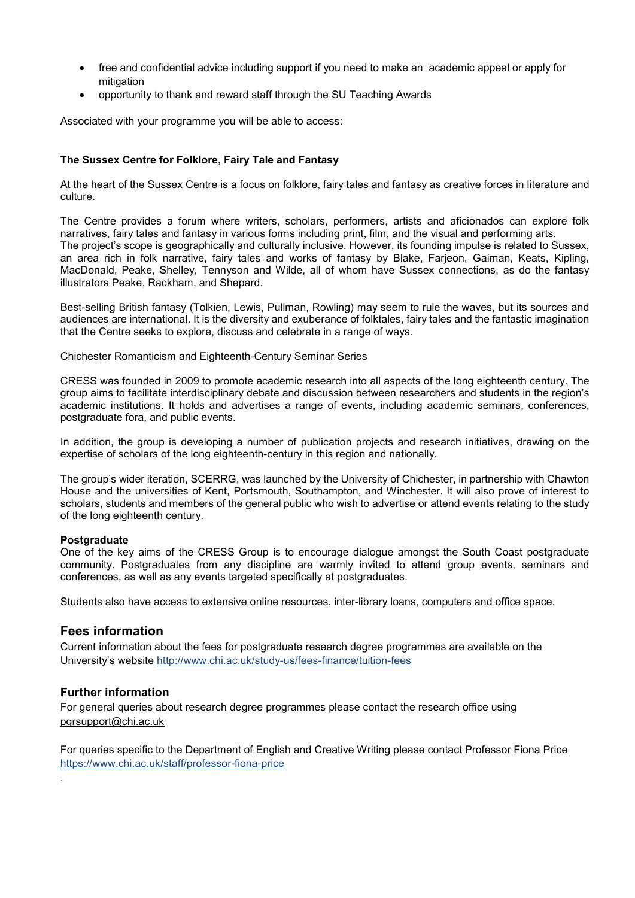- free and confidential advice including support if you need to make an academic appeal or apply for mitigation
- opportunity to thank and reward staff through the SU Teaching Awards

Associated with your programme you will be able to access:

**The Sussex Centre for Folklore, Fairy Tale and Fantasy**

At the heart of the Sussex Centre is a focus on folklore, fairy tales and fantasy as creative forces in literature and culture.

The Centre provides a forum where writers, scholars, performers, artists and aficionados can explore folk narratives, fairy tales and fantasy in various forms including print, film, and the visual and performing arts.
The project's scope is geographically and culturally inclusive. However, its founding impulse is related to Sussex, an area rich in folk narrative, fairy tales and works of fantasy by Blake, Farjeon, Gaiman, Keats, Kipling, MacDonald, Peake, Shelley, Tennyson and Wilde, all of whom have Sussex connections, as do the fantasy illustrators Peake, Rackham, and Shepard.

Best-selling British fantasy (Tolkien, Lewis, Pullman, Rowling) may seem to rule the waves, but its sources and audiences are international. It is the diversity and exuberance of folktales, fairy tales and the fantastic imagination that the Centre seeks to explore, discuss and celebrate in a range of ways.

Chichester Romanticism and Eighteenth-Century Seminar Series

CRESS was founded in 2009 to promote academic research into all aspects of the long eighteenth century. The group aims to facilitate interdisciplinary debate and discussion between researchers and students in the region's academic institutions. It holds and advertises a range of events, including academic seminars, conferences, postgraduate fora, and public events.

In addition, the group is developing a number of publication projects and research initiatives, drawing on the expertise of scholars of the long eighteenth-century in this region and nationally.

The group's wider iteration, SCERRG, was launched by the University of Chichester, in partnership with Chawton House and the universities of Kent, Portsmouth, Southampton, and Winchester. It will also prove of interest to scholars, students and members of the general public who wish to advertise or attend events relating to the study of the long eighteenth century.

**Postgraduate**
One of the key aims of the CRESS Group is to encourage dialogue amongst the South Coast postgraduate community. Postgraduates from any discipline are warmly invited to attend group events, seminars and conferences, as well as any events targeted specifically at postgraduates.

Students also have access to extensive online resources, inter-library loans, computers and office space.

## Fees information

Current information about the fees for postgraduate research degree programmes are available on the University's website http://www.chi.ac.uk/study-us/fees-finance/tuition-fees

## Further information

For general queries about research degree programmes please contact the research office using pgrsupport@chi.ac.uk

For queries specific to the Department of English and Creative Writing please contact Professor Fiona Price https://www.chi.ac.uk/staff/professor-fiona-price

.